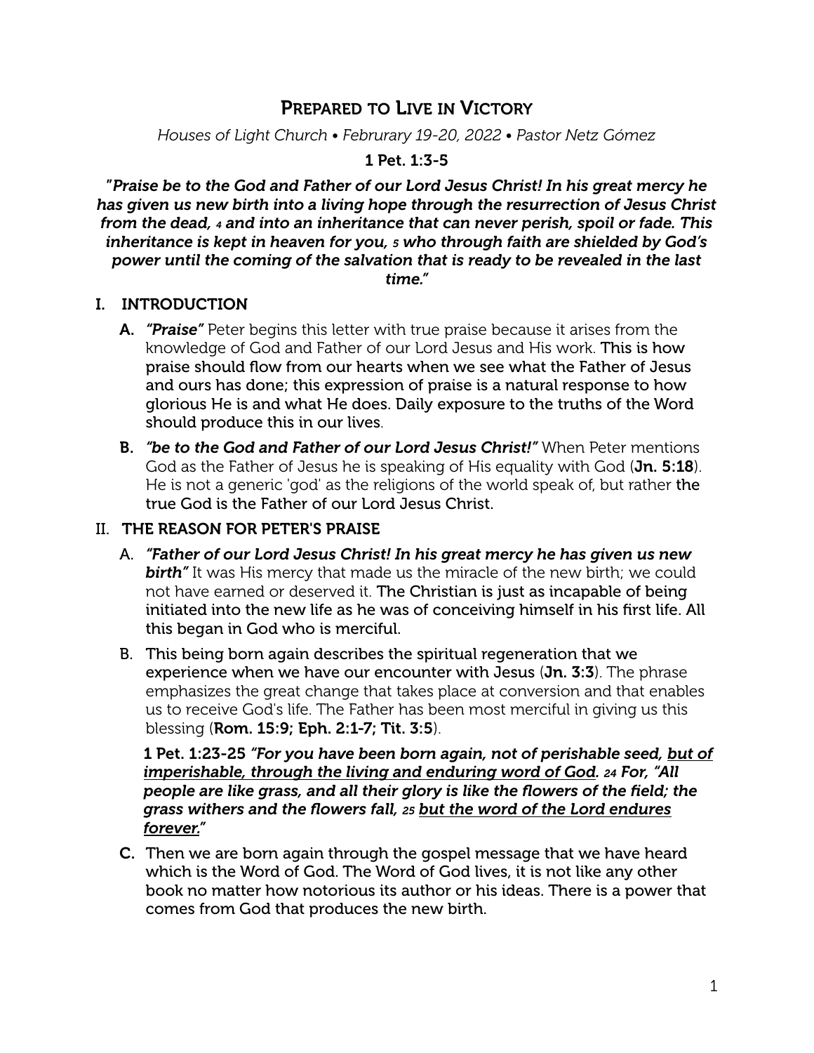# Prepared to Live in Victory

*Houses of Light Church • Februrary 19-20, 2022 • Pastor Netz Gómez*

**1 Pet. 1:3-5**

***"Praise be to the God and Father of our Lord Jesus Christ! In his great mercy he has given us new birth into a living hope through the resurrection of Jesus Christ from the dead, 4 and into an inheritance that can never perish, spoil or fade. This inheritance is kept in heaven for you, 5 who through faith are shielded by God's power until the coming of the salvation that is ready to be revealed in the last time."***

## I. INTRODUCTION

**A.** ***"Praise"*** Peter begins this letter with true praise because it arises from the knowledge of God and Father of our Lord Jesus and His work. This is how praise should flow from our hearts when we see what the Father of Jesus and ours has done; this expression of praise is a natural response to how glorious He is and what He does. Daily exposure to the truths of the Word should produce this in our lives.

**B.** ***"be to the God and Father of our Lord Jesus Christ!"*** When Peter mentions God as the Father of Jesus he is speaking of His equality with God (**Jn. 5:18**). He is not a generic 'god' as the religions of the world speak of, but rather the true God is the Father of our Lord Jesus Christ.

## II. THE REASON FOR PETER'S PRAISE

A. ***"Father of our Lord Jesus Christ! In his great mercy he has given us new birth"*** It was His mercy that made us the miracle of the new birth; we could not have earned or deserved it. The Christian is just as incapable of being initiated into the new life as he was of conceiving himself in his first life. All this began in God who is merciful.

B. This being born again describes the spiritual regeneration that we experience when we have our encounter with Jesus (**Jn. 3:3**). The phrase emphasizes the great change that takes place at conversion and that enables us to receive God's life. The Father has been most merciful in giving us this blessing (**Rom. 15:9; Eph. 2:1-7; Tit. 3:5**).

**1 Pet. 1:23-25** ***"For you have been born again, not of perishable seed, <u>but of imperishable, through the living and enduring word of God</u>. 24 For, "All people are like grass, and all their glory is like the flowers of the field; the grass withers and the flowers fall, 25 <u>but the word of the Lord endures forever.</u>"***

**C.** Then we are born again through the gospel message that we have heard which is the Word of God. The Word of God lives, it is not like any other book no matter how notorious its author or his ideas. There is a power that comes from God that produces the new birth.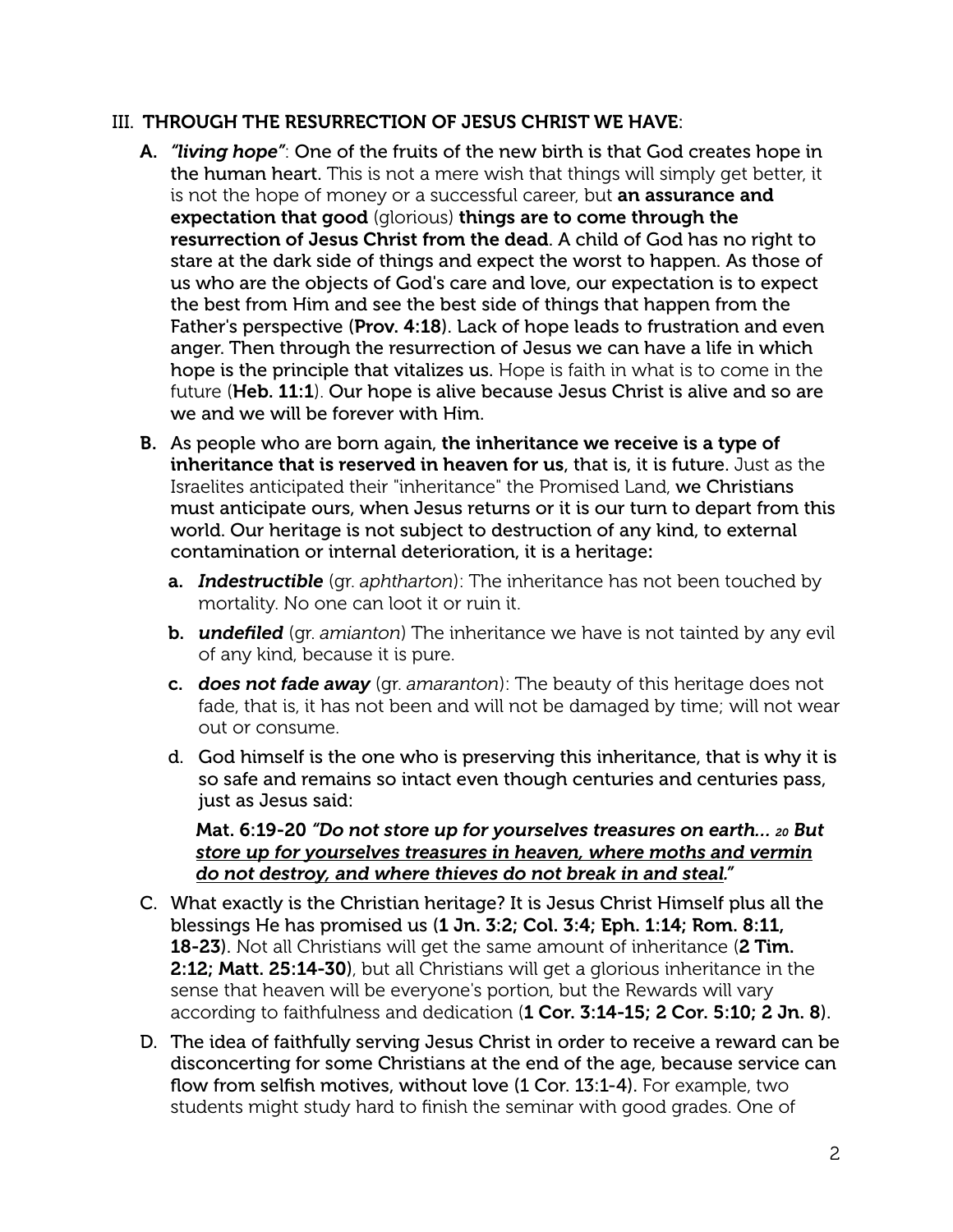## III. THROUGH THE RESURRECTION OF JESUS CHRIST WE HAVE:

**A.** ***"living hope"***: **One of the fruits of the new birth is that God creates hope in the human heart.** This is not a mere wish that things will simply get better, it is not the hope of money or a successful career, but **an assurance and expectation that good** (glorious) **things are to come through the resurrection of Jesus Christ from the dead. A child of God has no right to stare at the dark side of things and expect the worst to happen. As those of us who are the objects of God's care and love, our expectation is to expect the best from Him and see the best side of things that happen from the Father's perspective (Prov. 4:18). Lack of hope leads to frustration and even anger. Then through the resurrection of Jesus we can have a life in which hope is the principle that vitalizes us.** Hope is faith in what is to come in the future (**Heb. 11:1**). **Our hope is alive because Jesus Christ is alive and so are we and we will be forever with Him.**

**B.** As people who are born again, **the inheritance we receive is a type of inheritance that is reserved in heaven for us, that is, it is future.** Just as the Israelites anticipated their "inheritance" the Promised Land, **we Christians must anticipate ours, when Jesus returns or it is our turn to depart from this world. Our heritage is not subject to destruction of any kind, to external contamination or internal deterioration, it is a heritage:**

- **a.** ***Indestructible*** (gr. *aphtharton*): The inheritance has not been touched by mortality. No one can loot it or ruin it.
- **b.** ***undefiled*** (gr. *amianton*) The inheritance we have is not tainted by any evil of any kind, because it is pure.
- **c.** ***does not fade away*** (gr. *amaranton*): The beauty of this heritage does not fade, that is, it has not been and will not be damaged by time; will not wear out or consume.
- **d. God himself is the one who is preserving this inheritance, that is why it is so safe and remains so intact even though centuries and centuries pass, just as Jesus said:**

  **Mat. 6:19-20** ***"Do not store up for yourselves treasures on earth... 20 But <u>store up for yourselves treasures in heaven, where moths and vermin do not destroy, and where thieves do not break in and steal</u>."***

**C. What exactly is the Christian heritage? It is Jesus Christ Himself plus all the blessings He has promised us (1 Jn. 3:2; Col. 3:4; Eph. 1:14; Rom. 8:11, 18-23).** Not all Christians will get the same amount of inheritance (**2 Tim. 2:12; Matt. 25:14-30**), but all Christians will get a glorious inheritance in the sense that heaven will be everyone's portion, but the Rewards will vary according to faithfulness and dedication (**1 Cor. 3:14-15; 2 Cor. 5:10; 2 Jn. 8**).

**D. The idea of faithfully serving Jesus Christ in order to receive a reward can be disconcerting for some Christians at the end of the age, because service can flow from selfish motives, without love (1 Cor. 13:1-4).** For example, two students might study hard to finish the seminar with good grades. One of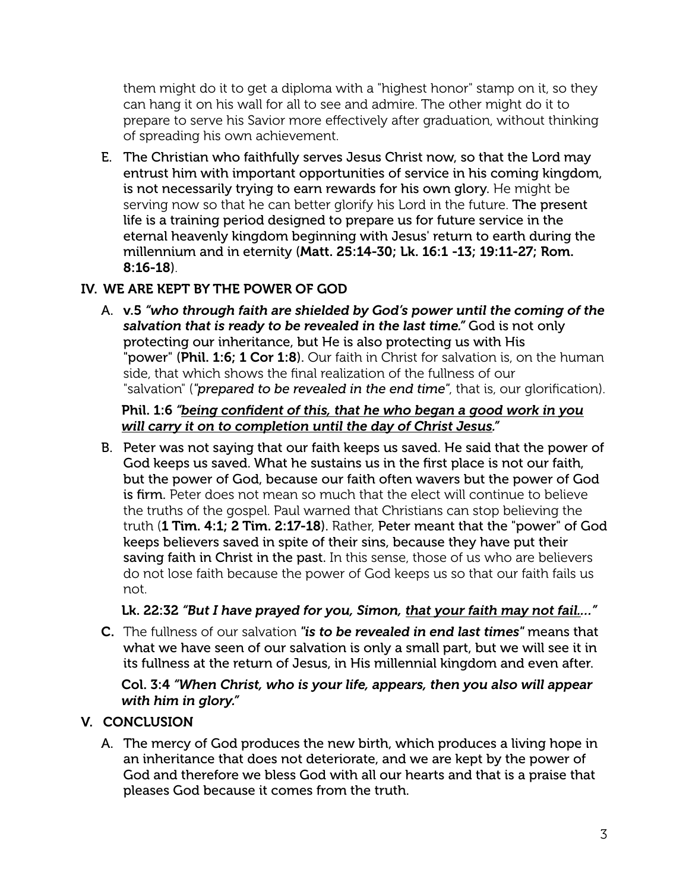them might do it to get a diploma with a "highest honor" stamp on it, so they can hang it on his wall for all to see and admire. The other might do it to prepare to serve his Savior more effectively after graduation, without thinking of spreading his own achievement.

E. **The Christian who faithfully serves Jesus Christ now, so that the Lord may entrust him with important opportunities of service in his coming kingdom, is not necessarily trying to earn rewards for his own glory.** He might be serving now so that he can better glorify his Lord in the future. **The present life is a training period designed to prepare us for future service in the eternal heavenly kingdom beginning with Jesus' return to earth during the millennium and in eternity (Matt. 25:14-30; Lk. 16:1 -13; 19:11-27; Rom. 8:16-18)**.

## IV. WE ARE KEPT BY THE POWER OF GOD

A. **v.5** ***"who through faith are shielded by God's power until the coming of the salvation that is ready to be revealed in the last time."*** **God is not only protecting our inheritance, but He is also protecting us with His "power" (Phil. 1:6; 1 Cor 1:8).** Our faith in Christ for salvation is, on the human side, that which shows the final realization of the fullness of our "salvation" (***"prepared to be revealed in the end time"***, that is, our glorification).

**Phil. 1:6** ***"<u>being confident of this, that he who began a good work in you will carry it on to completion until the day of Christ Jesus</u>."***

B. **Peter was not saying that our faith keeps us saved. He said that the power of God keeps us saved. What he sustains us in the first place is not our faith, but the power of God, because our faith often wavers but the power of God is firm.** Peter does not mean so much that the elect will continue to believe the truths of the gospel. Paul warned that Christians can stop believing the truth (**1 Tim. 4:1; 2 Tim. 2:17-18**). Rather, **Peter meant that the "power" of God keeps believers saved in spite of their sins, because they have put their saving faith in Christ in the past.** In this sense, those of us who are believers do not lose faith because the power of God keeps us so that our faith fails us not.

**Lk. 22:32** ***"But I have prayed for you, Simon, <u>that your faith may not fail</u>...."***

C. The fullness of our salvation ***"is to be revealed in end last times"*** **means that what we have seen of our salvation is only a small part, but we will see it in its fullness at the return of Jesus, in His millennial kingdom and even after.**

**Col. 3:4** ***"When Christ, who is your life, appears, then you also will appear with him in glory."***

## V. CONCLUSION

A. **The mercy of God produces the new birth, which produces a living hope in an inheritance that does not deteriorate, and we are kept by the power of God and therefore we bless God with all our hearts and that is a praise that pleases God because it comes from the truth.**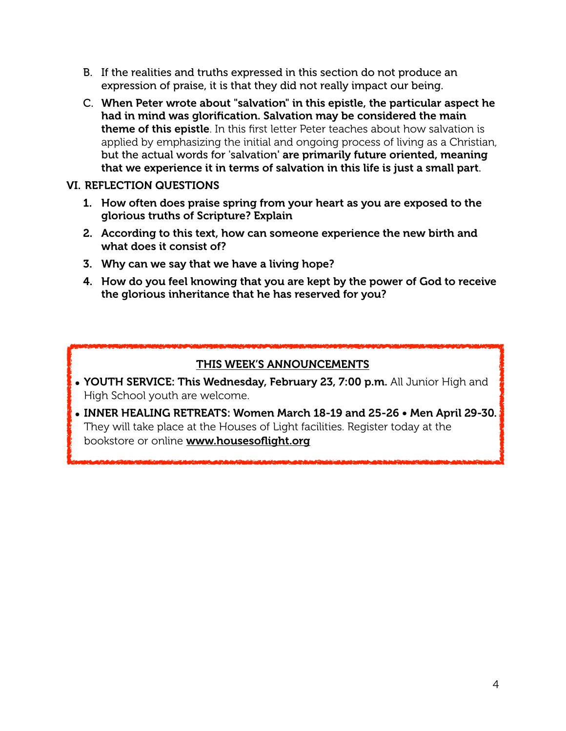B. If the realities and truths expressed in this section do not produce an expression of praise, it is that they did not really impact our being.

C. **When Peter wrote about "salvation" in this epistle, the particular aspect he had in mind was glorification. Salvation may be considered the main theme of this epistle**. In this first letter Peter teaches about how salvation is applied by emphasizing the initial and ongoing process of living as a Christian, but the actual words for 'salvation' **are primarily future oriented, meaning that we experience it in terms of salvation in this life is just a small part**.

## VI. REFLECTION QUESTIONS

1. **How often does praise spring from your heart as you are exposed to the glorious truths of Scripture? Explain**
2. **According to this text, how can someone experience the new birth and what does it consist of?**
3. **Why can we say that we have a living hope?**
4. **How do you feel knowing that you are kept by the power of God to receive the glorious inheritance that he has reserved for you?**

## THIS WEEK'S ANNOUNCEMENTS

- **YOUTH SERVICE: This Wednesday, February 23, 7:00 p.m.** All Junior High and High School youth are welcome.
- **INNER HEALING RETREATS: Women March 18-19 and 25-26 • Men April 29-30.** They will take place at the Houses of Light facilities. Register today at the bookstore or online **www.housesoflight.org**